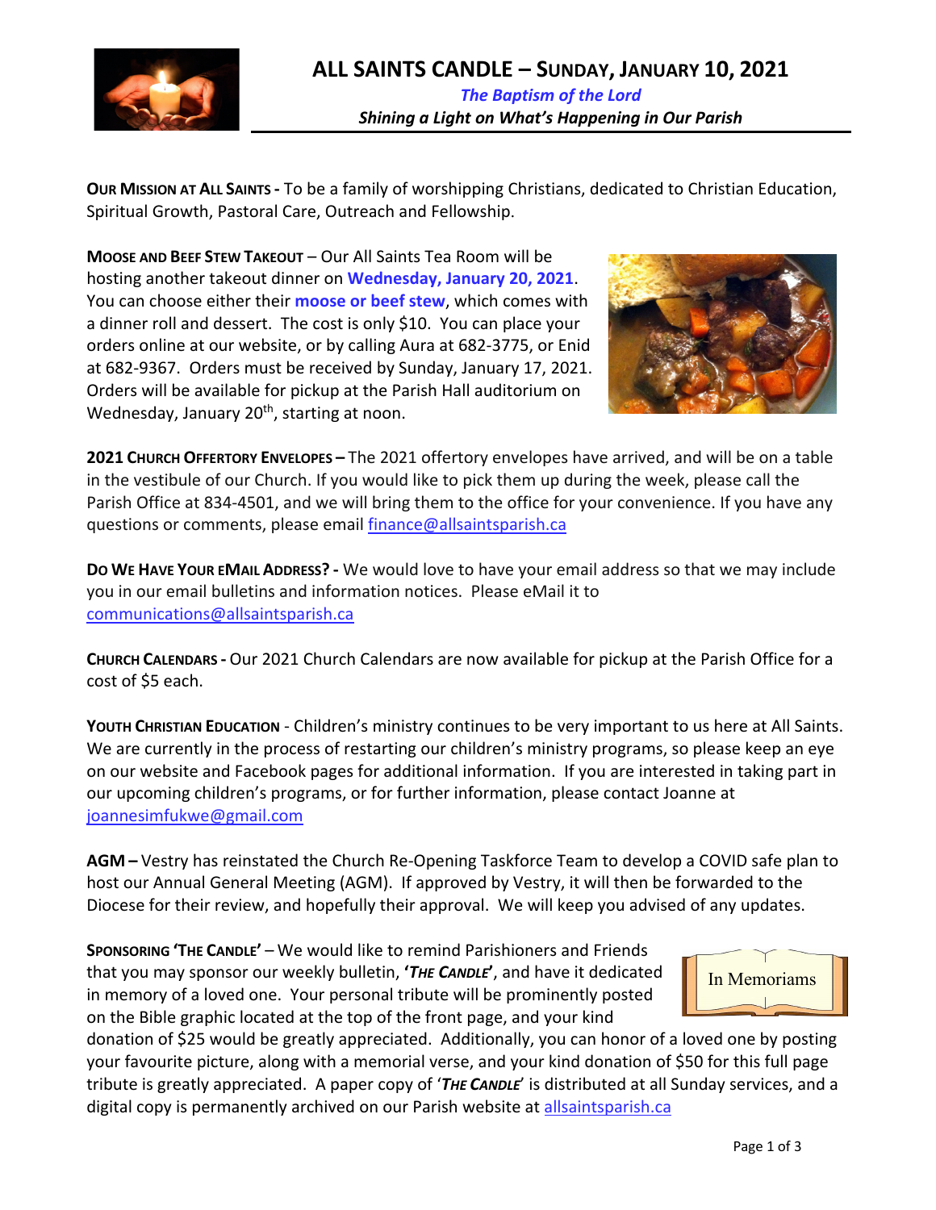# ALL SAINTS CANDLE – SUNDAY, JANUARY 10, 2021

***The Baptism of the Lord***

***Shining a Light on What's Happening in Our Parish***

**OUR MISSION AT ALL SAINTS -** To be a family of worshipping Christians, dedicated to Christian Education, Spiritual Growth, Pastoral Care, Outreach and Fellowship.

**MOOSE AND BEEF STEW TAKEOUT** – Our All Saints Tea Room will be hosting another takeout dinner on **Wednesday, January 20, 2021**. You can choose either their **moose or beef stew**, which comes with a dinner roll and dessert. The cost is only $10. You can place your orders online at our website, or by calling Aura at 682-3775, or Enid at 682-9367. Orders must be received by Sunday, January 17, 2021. Orders will be available for pickup at the Parish Hall auditorium on Wednesday, January 20th, starting at noon.

**2021 CHURCH OFFERTORY ENVELOPES –** The 2021 offertory envelopes have arrived, and will be on a table in the vestibule of our Church. If you would like to pick them up during the week, please call the Parish Office at 834-4501, and we will bring them to the office for your convenience. If you have any questions or comments, please email finance@allsaintsparish.ca

**DO WE HAVE YOUR EMAIL ADDRESS? -** We would love to have your email address so that we may include you in our email bulletins and information notices. Please eMail it to communications@allsaintsparish.ca

**CHURCH CALENDARS -** Our 2021 Church Calendars are now available for pickup at the Parish Office for a cost of $5 each.

**YOUTH CHRISTIAN EDUCATION** - Children's ministry continues to be very important to us here at All Saints. We are currently in the process of restarting our children's ministry programs, so please keep an eye on our website and Facebook pages for additional information. If you are interested in taking part in our upcoming children's programs, or for further information, please contact Joanne at joannesimfukwe@gmail.com

**AGM –** Vestry has reinstated the Church Re-Opening Taskforce Team to develop a COVID safe plan to host our Annual General Meeting (AGM). If approved by Vestry, it will then be forwarded to the Diocese for their review, and hopefully their approval. We will keep you advised of any updates.

**SPONSORING 'THE CANDLE'** – We would like to remind Parishioners and Friends that you may sponsor our weekly bulletin, **'*THE CANDLE*'**, and have it dedicated in memory of a loved one. Your personal tribute will be prominently posted on the Bible graphic located at the top of the front page, and your kind donation of $25 would be greatly appreciated. Additionally, you can honor of a loved one by posting your favourite picture, along with a memorial verse, and your kind donation of $50 for this full page tribute is greatly appreciated. A paper copy of '***THE CANDLE***' is distributed at all Sunday services, and a digital copy is permanently archived on our Parish website at allsaintsparish.ca

In Memoriams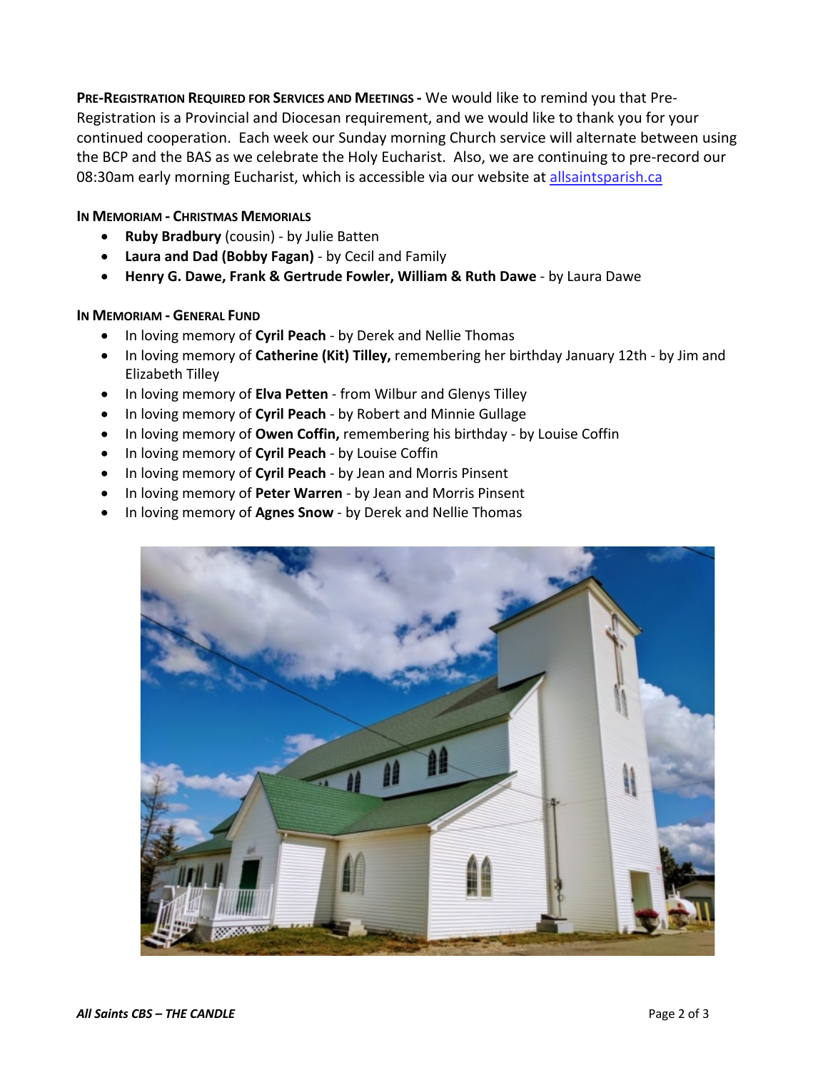**PRE-REGISTRATION REQUIRED FOR SERVICES AND MEETINGS -** We would like to remind you that Pre-Registration is a Provincial and Diocesan requirement, and we would like to thank you for your continued cooperation. Each week our Sunday morning Church service will alternate between using the BCP and the BAS as we celebrate the Holy Eucharist. Also, we are continuing to pre-record our 08:30am early morning Eucharist, which is accessible via our website at [allsaintsparish.ca](http://allsaintsparish.ca)

**IN MEMORIAM - CHRISTMAS MEMORIALS**

- **Ruby Bradbury** (cousin) - by Julie Batten
- **Laura and Dad (Bobby Fagan)** - by Cecil and Family
- **Henry G. Dawe, Frank & Gertrude Fowler, William & Ruth Dawe** - by Laura Dawe

**IN MEMORIAM - GENERAL FUND**

- In loving memory of **Cyril Peach** - by Derek and Nellie Thomas
- In loving memory of **Catherine (Kit) Tilley,** remembering her birthday January 12th - by Jim and Elizabeth Tilley
- In loving memory of **Elva Petten** - from Wilbur and Glenys Tilley
- In loving memory of **Cyril Peach** - by Robert and Minnie Gullage
- In loving memory of **Owen Coffin,** remembering his birthday - by Louise Coffin
- In loving memory of **Cyril Peach** - by Louise Coffin
- In loving memory of **Cyril Peach** - by Jean and Morris Pinsent
- In loving memory of **Peter Warren** - by Jean and Morris Pinsent
- In loving memory of **Agnes Snow** - by Derek and Nellie Thomas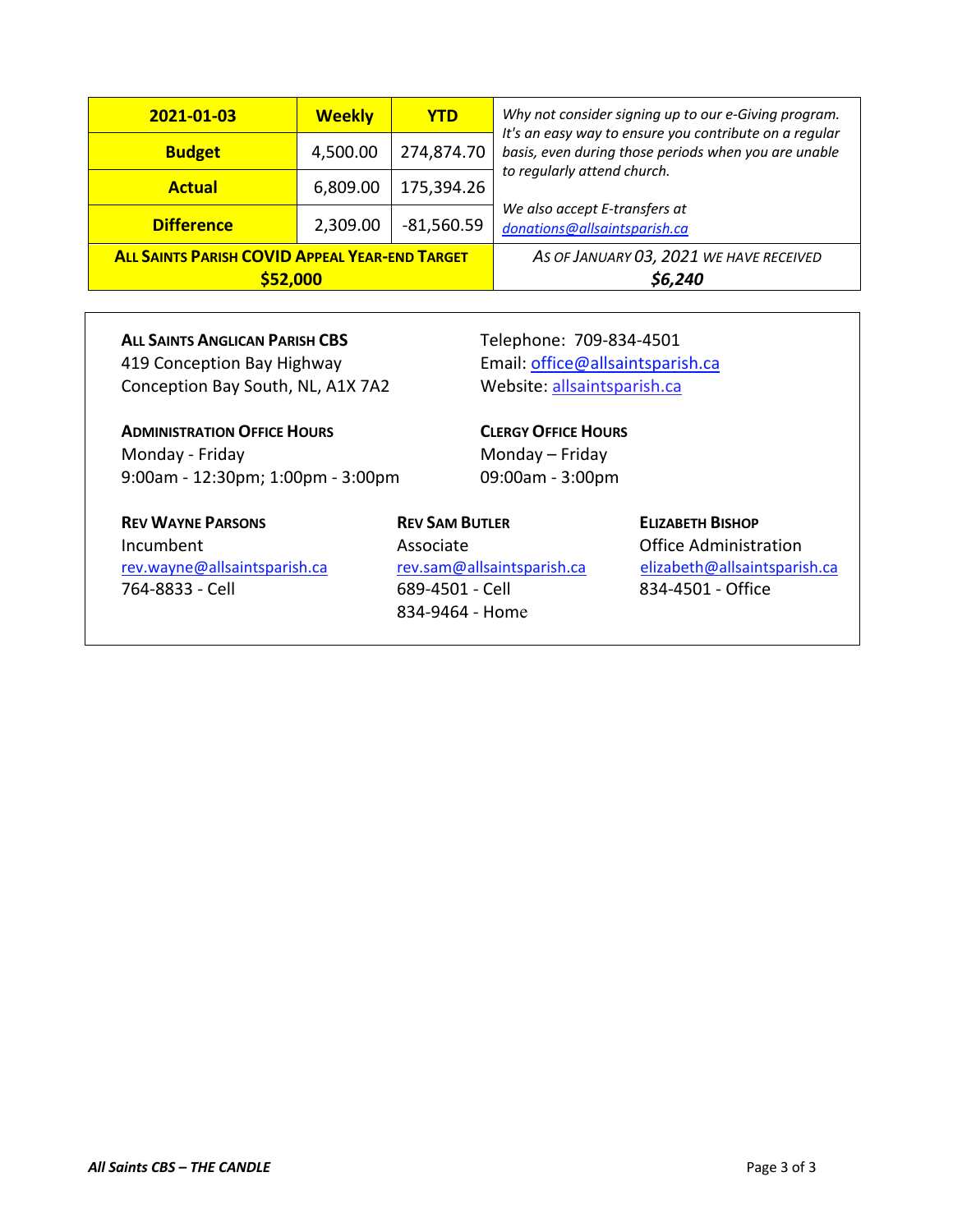| 2021-01-03 | Weekly | YTD |
|---|---|---|
| **Budget** | 4,500.00 | 274,874.70 |
| **Actual** | 6,809.00 | 175,394.26 |
| **Difference** | 2,309.00 | -81,560.59 |

*Why not consider signing up to our e-Giving program. It's an easy way to ensure you contribute on a regular basis, even during those periods when you are unable to regularly attend church.*

*We also accept E-transfers at donations@allsaintsparish.ca*

**ALL SAINTS PARISH COVID APPEAL YEAR-END TARGET**
**$52,000**

*AS OF JANUARY 03, 2021 WE HAVE RECEIVED*
***$6,240***

**ALL SAINTS ANGLICAN PARISH CBS**
419 Conception Bay Highway
Conception Bay South, NL, A1X 7A2

Telephone: 709-834-4501
Email: office@allsaintsparish.ca
Website: allsaintsparish.ca

**ADMINISTRATION OFFICE HOURS**
Monday - Friday
9:00am - 12:30pm; 1:00pm - 3:00pm

**CLERGY OFFICE HOURS**
Monday – Friday
09:00am - 3:00pm

**REV WAYNE PARSONS**
Incumbent
rev.wayne@allsaintsparish.ca
764-8833 - Cell

**REV SAM BUTLER**
Associate
rev.sam@allsaintsparish.ca
689-4501 - Cell
834-9464 - Home

**ELIZABETH BISHOP**
Office Administration
elizabeth@allsaintsparish.ca
834-4501 - Office